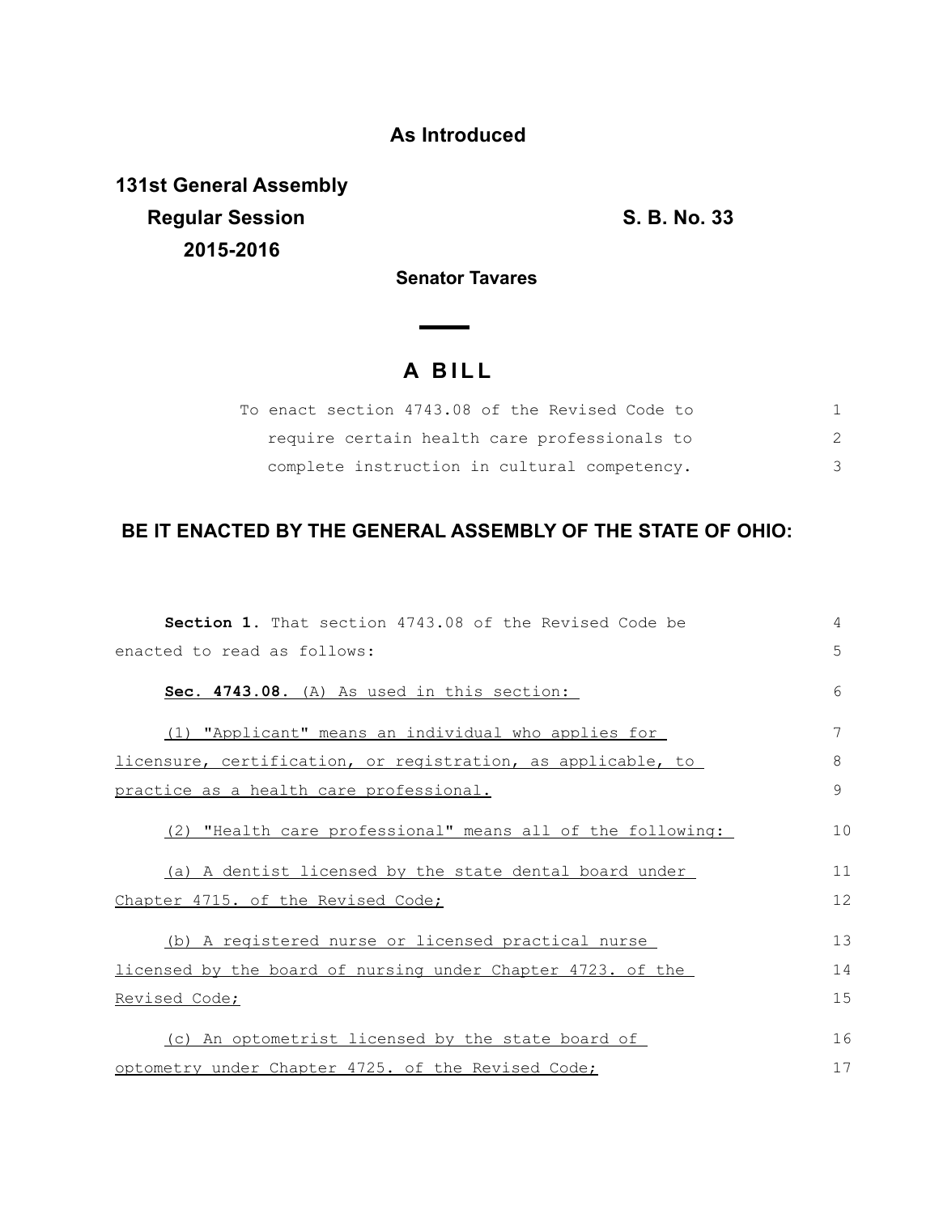## As Introduced

**131st General Assembly**
**Regular Session**
**2015-2016**

**S. B. No. 33**

**Senator Tavares**

# A BILL

To enact section 4743.08 of the Revised Code to require certain health care professionals to complete instruction in cultural competency.

**BE IT ENACTED BY THE GENERAL ASSEMBLY OF THE STATE OF OHIO:**

**Section 1.** That section 4743.08 of the Revised Code be enacted to read as follows:

**Sec. 4743.08.** (A) As used in this section:

(1) "Applicant" means an individual who applies for licensure, certification, or registration, as applicable, to practice as a health care professional.

(2) "Health care professional" means all of the following:

(a) A dentist licensed by the state dental board under Chapter 4715. of the Revised Code;

(b) A registered nurse or licensed practical nurse licensed by the board of nursing under Chapter 4723. of the Revised Code;

(c) An optometrist licensed by the state board of optometry under Chapter 4725. of the Revised Code;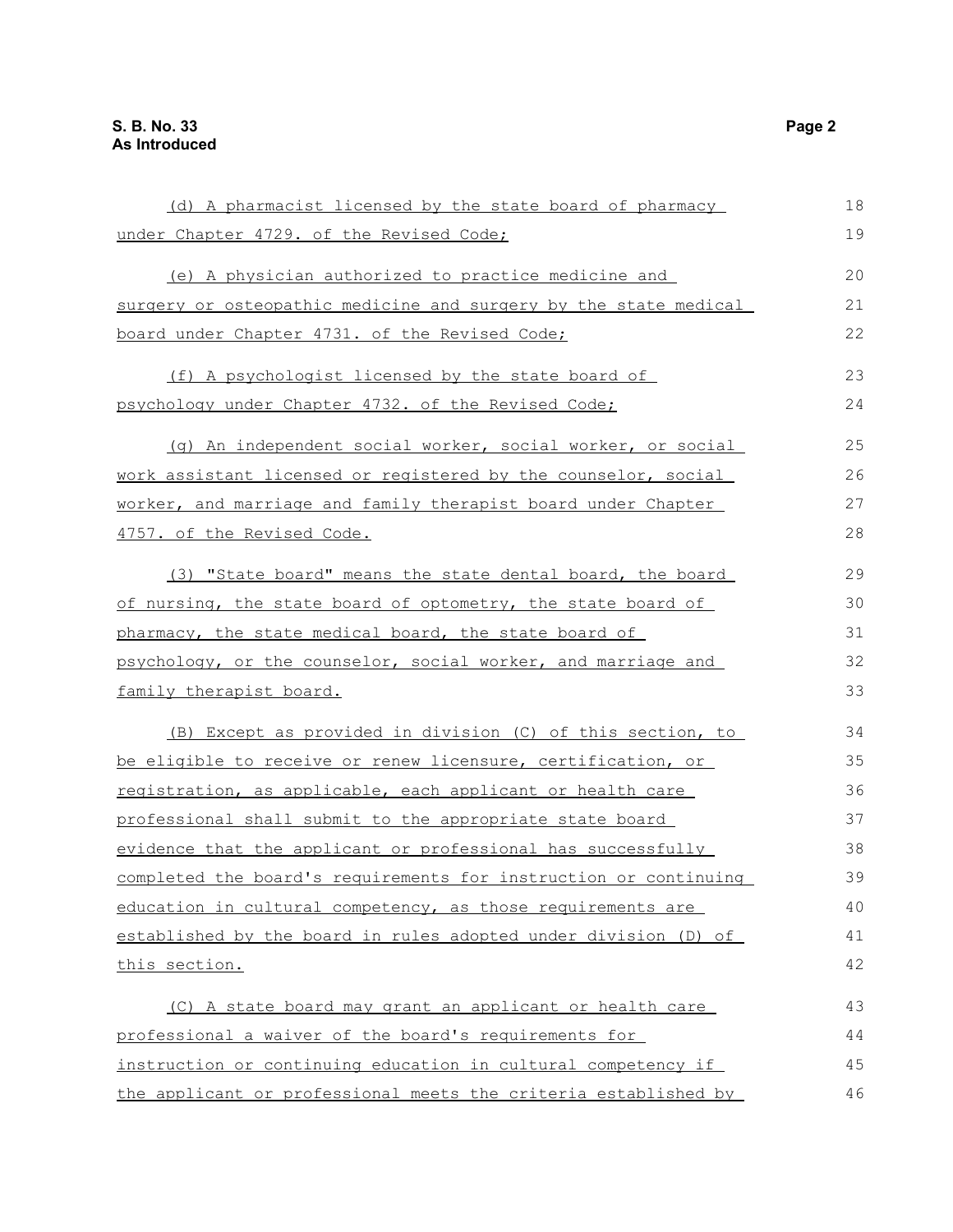(d) A pharmacist licensed by the state board of pharmacy under Chapter 4729. of the Revised Code;

(e) A physician authorized to practice medicine and surgery or osteopathic medicine and surgery by the state medical board under Chapter 4731. of the Revised Code;

(f) A psychologist licensed by the state board of psychology under Chapter 4732. of the Revised Code;

(g) An independent social worker, social worker, or social work assistant licensed or registered by the counselor, social worker, and marriage and family therapist board under Chapter 4757. of the Revised Code.

(3) "State board" means the state dental board, the board of nursing, the state board of optometry, the state board of pharmacy, the state medical board, the state board of psychology, or the counselor, social worker, and marriage and family therapist board.

(B) Except as provided in division (C) of this section, to be eligible to receive or renew licensure, certification, or registration, as applicable, each applicant or health care professional shall submit to the appropriate state board evidence that the applicant or professional has successfully completed the board's requirements for instruction or continuing education in cultural competency, as those requirements are established by the board in rules adopted under division (D) of this section.

(C) A state board may grant an applicant or health care professional a waiver of the board's requirements for instruction or continuing education in cultural competency if the applicant or professional meets the criteria established by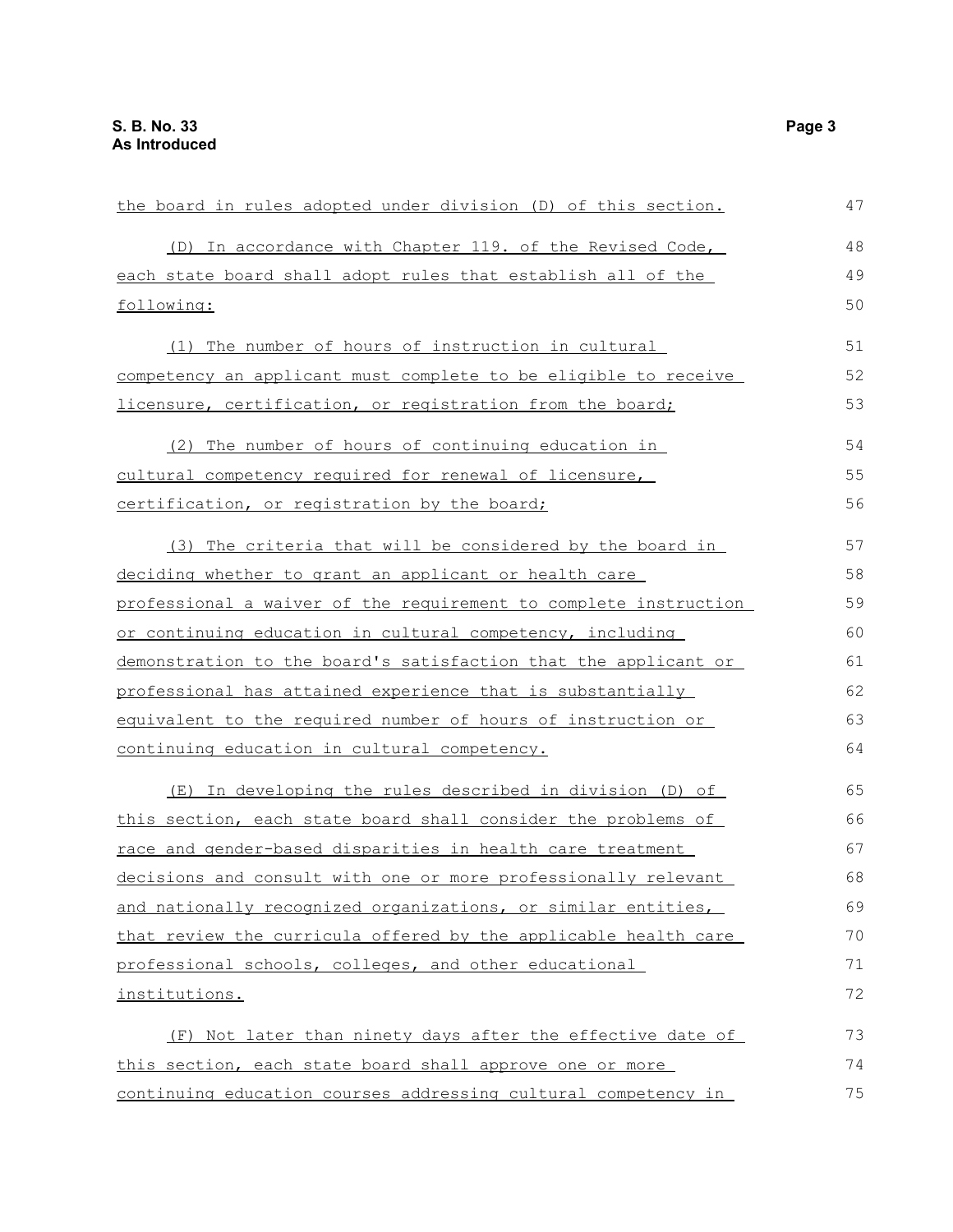the board in rules adopted under division (D) of this section.

(D) In accordance with Chapter 119. of the Revised Code, each state board shall adopt rules that establish all of the following:

(1) The number of hours of instruction in cultural competency an applicant must complete to be eligible to receive licensure, certification, or registration from the board;

(2) The number of hours of continuing education in cultural competency required for renewal of licensure, certification, or registration by the board;

(3) The criteria that will be considered by the board in deciding whether to grant an applicant or health care professional a waiver of the requirement to complete instruction or continuing education in cultural competency, including demonstration to the board's satisfaction that the applicant or professional has attained experience that is substantially equivalent to the required number of hours of instruction or continuing education in cultural competency.

(E) In developing the rules described in division (D) of this section, each state board shall consider the problems of race and gender-based disparities in health care treatment decisions and consult with one or more professionally relevant and nationally recognized organizations, or similar entities, that review the curricula offered by the applicable health care professional schools, colleges, and other educational institutions.

(F) Not later than ninety days after the effective date of this section, each state board shall approve one or more continuing education courses addressing cultural competency in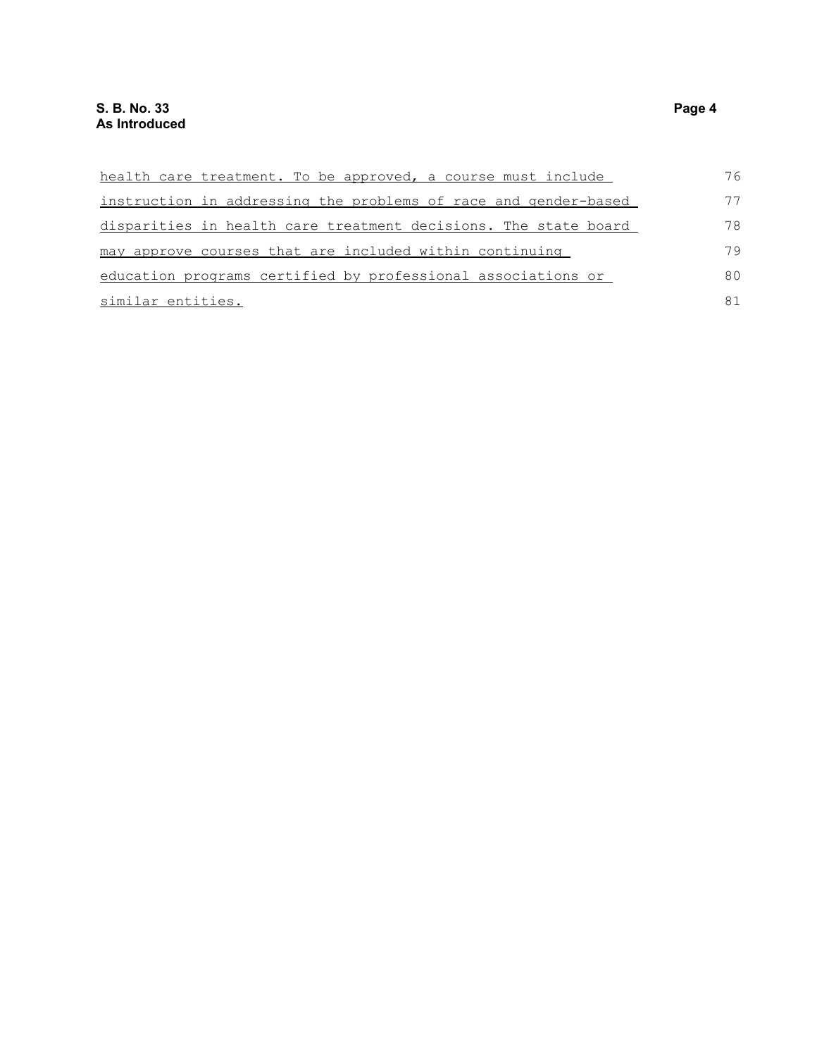health care treatment. To be approved, a course must include instruction in addressing the problems of race and gender-based disparities in health care treatment decisions. The state board may approve courses that are included within continuing education programs certified by professional associations or similar entities.